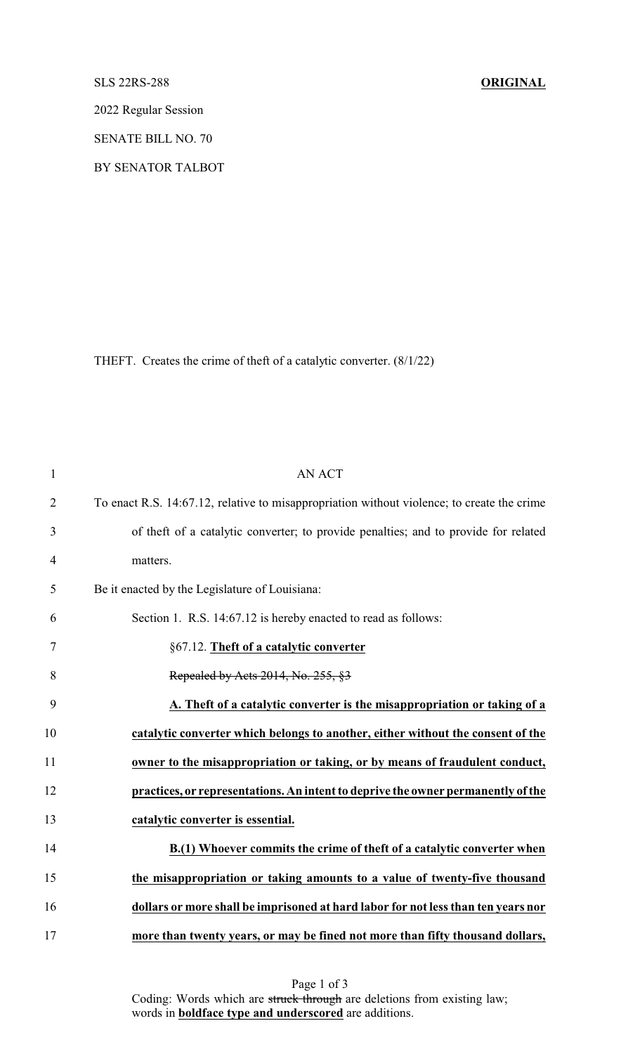SLS 22RS-288 **ORIGINAL**

2022 Regular Session

SENATE BILL NO. 70

BY SENATOR TALBOT

THEFT. Creates the crime of theft of a catalytic converter. (8/1/22)

AN ACT

To enact R.S. 14:67.12, relative to misappropriation without violence; to create the crime of theft of a catalytic converter; to provide penalties; and to provide for related matters.

Be it enacted by the Legislature of Louisiana:

Section 1. R.S. 14:67.12 is hereby enacted to read as follows:

§67.12. **Theft of a catalytic converter**

~~Repealed by Acts 2014, No. 255, §3~~

**A. Theft of a catalytic converter is the misappropriation or taking of a catalytic converter which belongs to another, either without the consent of the owner to the misappropriation or taking, or by means of fraudulent conduct, practices, or representations. An intent to deprive the owner permanently of the catalytic converter is essential.**

**B.(1) Whoever commits the crime of theft of a catalytic converter when the misappropriation or taking amounts to a value of twenty-five thousand dollars or more shall be imprisoned at hard labor for not less than ten years nor more than twenty years, or may be fined not more than fifty thousand dollars,**

Coding: Words which are ~~struck through~~ are deletions from existing law; words in **boldface type and underscored** are additions.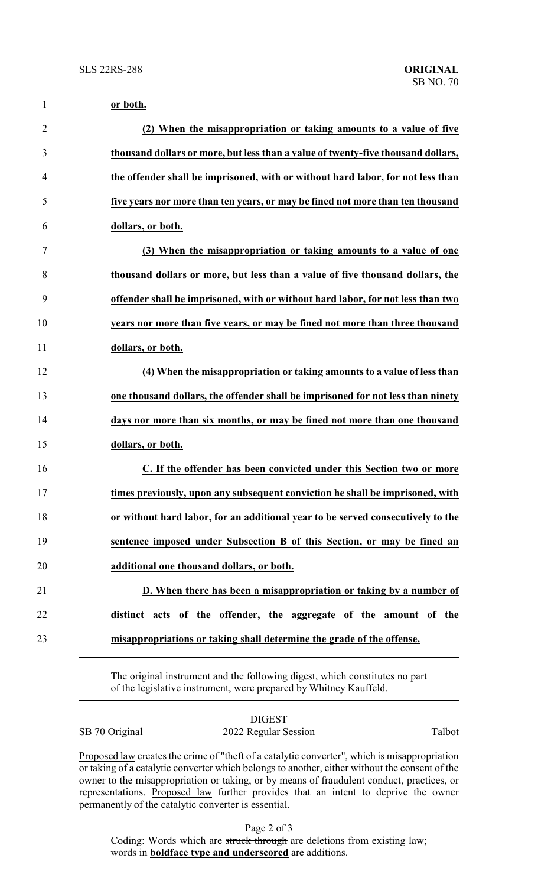**or both.**

**(2) When the misappropriation or taking amounts to a value of five thousand dollars or more, but less than a value of twenty-five thousand dollars, the offender shall be imprisoned, with or without hard labor, for not less than five years nor more than ten years, or may be fined not more than ten thousand dollars, or both.**

**(3) When the misappropriation or taking amounts to a value of one thousand dollars or more, but less than a value of five thousand dollars, the offender shall be imprisoned, with or without hard labor, for not less than two years nor more than five years, or may be fined not more than three thousand dollars, or both.**

**(4) When the misappropriation or taking amounts to a value of less than one thousand dollars, the offender shall be imprisoned for not less than ninety days nor more than six months, or may be fined not more than one thousand dollars, or both.**

**C. If the offender has been convicted under this Section two or more times previously, upon any subsequent conviction he shall be imprisoned, with or without hard labor, for an additional year to be served consecutively to the sentence imposed under Subsection B of this Section, or may be fined an additional one thousand dollars, or both.**

**D. When there has been a misappropriation or taking by a number of distinct acts of the offender, the aggregate of the amount of the misappropriations or taking shall determine the grade of the offense.**

---

The original instrument and the following digest, which constitutes no part of the legislative instrument, were prepared by Whitney Kauffeld.

DIGEST

SB 70 Original — 2022 Regular Session — Talbot

Proposed law creates the crime of "theft of a catalytic converter", which is misappropriation or taking of a catalytic converter which belongs to another, either without the consent of the owner to the misappropriation or taking, or by means of fraudulent conduct, practices, or representations. Proposed law further provides that an intent to deprive the owner permanently of the catalytic converter is essential.

Coding: Words which are ~~struck through~~ are deletions from existing law; words in **boldface type and underscored** are additions.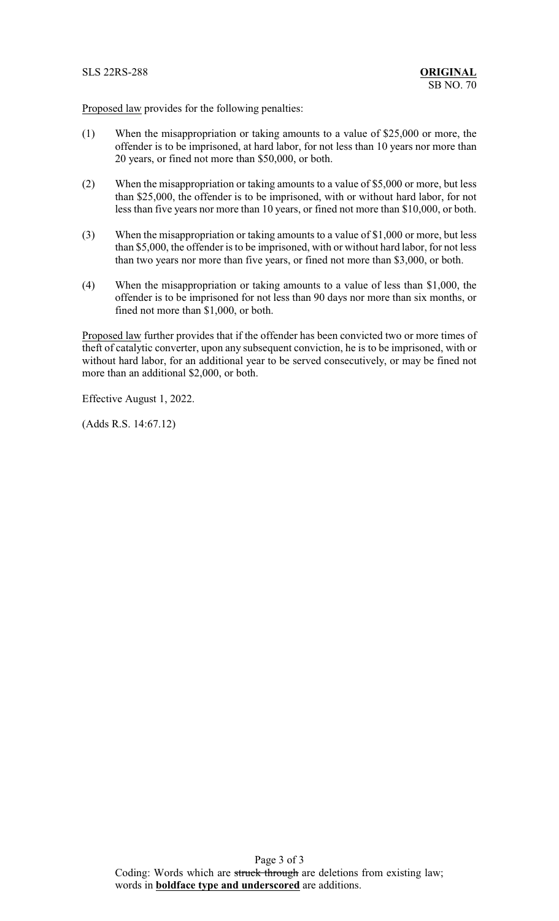Proposed law provides for the following penalties:

(1) When the misappropriation or taking amounts to a value of $25,000 or more, the offender is to be imprisoned, at hard labor, for not less than 10 years nor more than 20 years, or fined not more than $50,000, or both.

(2) When the misappropriation or taking amounts to a value of $5,000 or more, but less than $25,000, the offender is to be imprisoned, with or without hard labor, for not less than five years nor more than 10 years, or fined not more than $10,000, or both.

(3) When the misappropriation or taking amounts to a value of $1,000 or more, but less than $5,000, the offender is to be imprisoned, with or without hard labor, for not less than two years nor more than five years, or fined not more than $3,000, or both.

(4) When the misappropriation or taking amounts to a value of less than $1,000, the offender is to be imprisoned for not less than 90 days nor more than six months, or fined not more than $1,000, or both.

Proposed law further provides that if the offender has been convicted two or more times of theft of catalytic converter, upon any subsequent conviction, he is to be imprisoned, with or without hard labor, for an additional year to be served consecutively, or may be fined not more than an additional $2,000, or both.

Effective August 1, 2022.

(Adds R.S. 14:67.12)